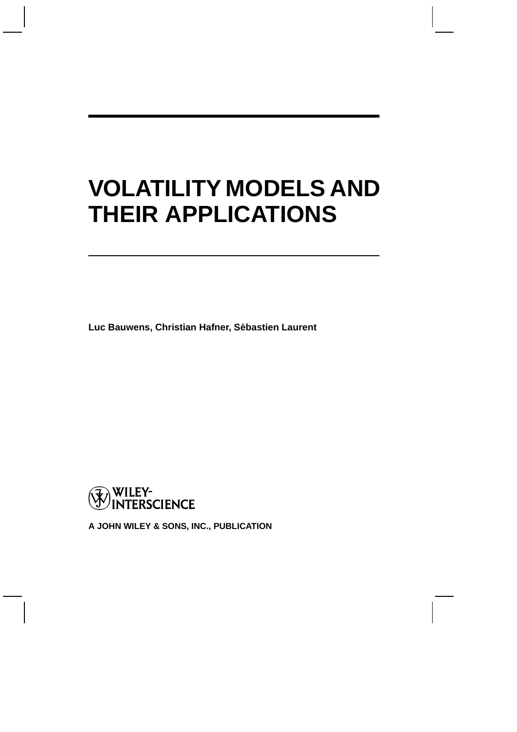# VOLATILITY MODELS AND THEIR APPLICATIONS

**Luc Bauwens, Christian Hafner, Sébastien Laurent**

WILEY-INTERSCIENCE

**A JOHN WILEY & SONS, INC., PUBLICATION**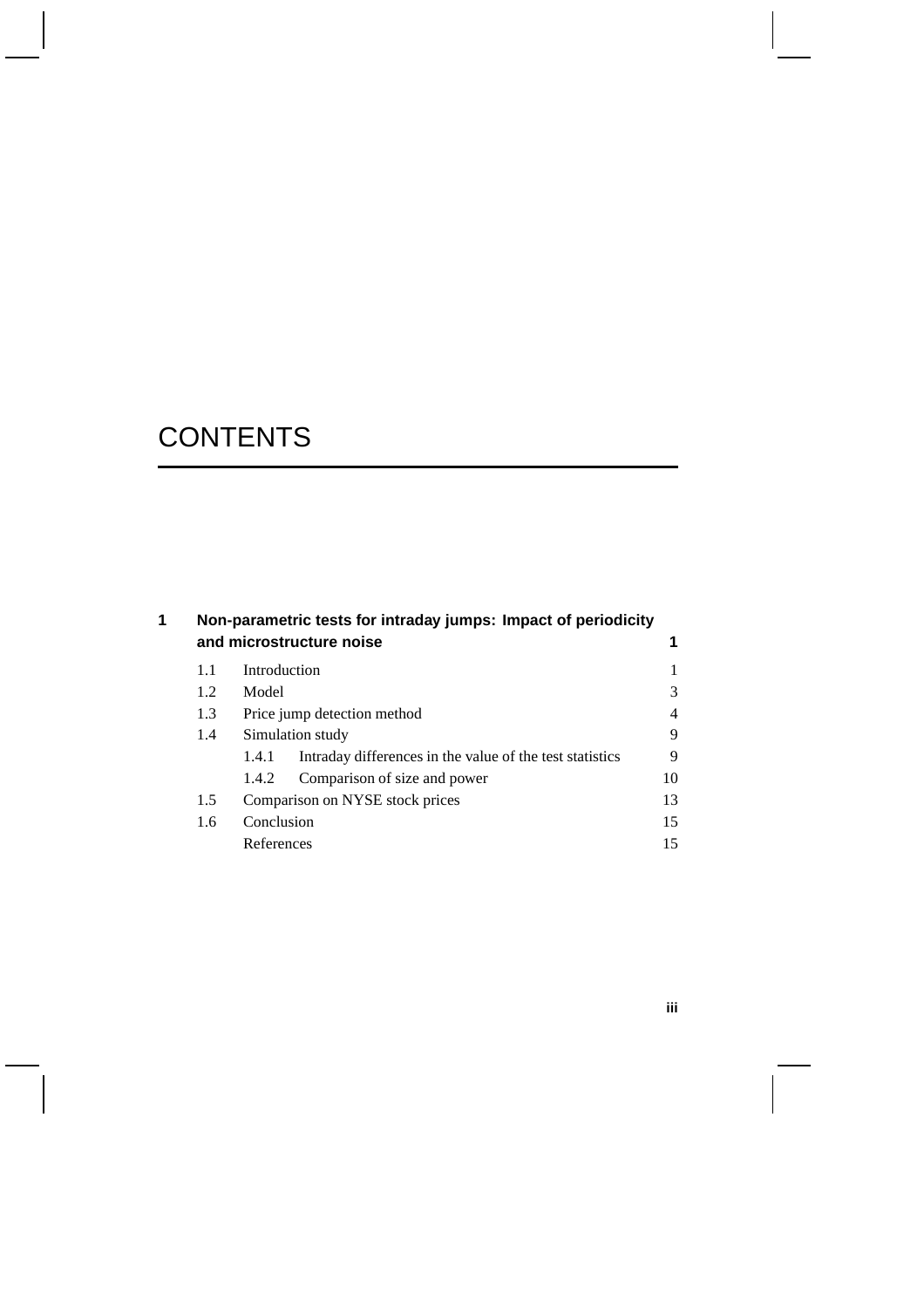# CONTENTS

| | | | |
|---|---|---|---|
| **1** | **Non-parametric tests for intraday jumps: Impact of periodicity and microstructure noise** | | **1** |
| | 1.1 | Introduction | 1 |
| | 1.2 | Model | 3 |
| | 1.3 | Price jump detection method | 4 |
| | 1.4 | Simulation study | 9 |
| | | 1.4.1 Intraday differences in the value of the test statistics | 9 |
| | | 1.4.2 Comparison of size and power | 10 |
| | 1.5 | Comparison on NYSE stock prices | 13 |
| | 1.6 | Conclusion | 15 |
| | | References | 15 |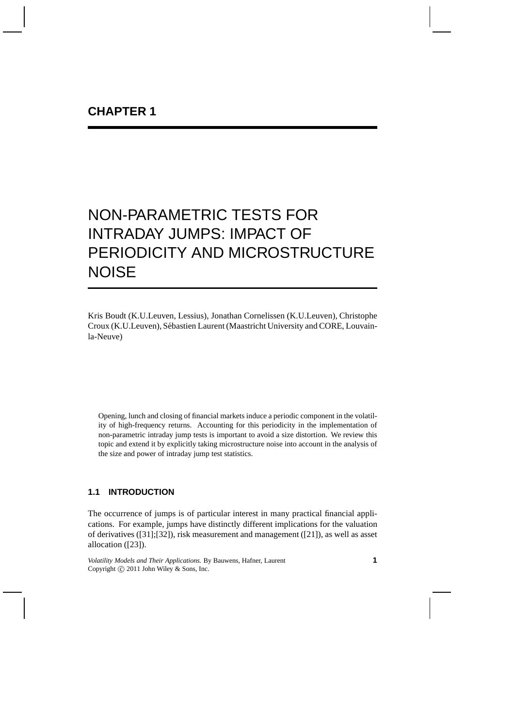# CHAPTER 1

# NON-PARAMETRIC TESTS FOR INTRADAY JUMPS: IMPACT OF PERIODICITY AND MICROSTRUCTURE NOISE

Kris Boudt (K.U.Leuven, Lessius), Jonathan Cornelissen (K.U.Leuven), Christophe Croux (K.U.Leuven), Sébastien Laurent (Maastricht University and CORE, Louvain-la-Neuve)

Opening, lunch and closing of financial markets induce a periodic component in the volatility of high-frequency returns. Accounting for this periodicity in the implementation of non-parametric intraday jump tests is important to avoid a size distortion. We review this topic and extend it by explicitly taking microstructure noise into account in the analysis of the size and power of intraday jump test statistics.

## 1.1 INTRODUCTION

The occurrence of jumps is of particular interest in many practical financial applications. For example, jumps have distinctly different implications for the valuation of derivatives ([31];[32]), risk measurement and management ([21]), as well as asset allocation ([23]).

*Volatility Models and Their Applications.* By Bauwens, Hafner, Laurent
Copyright © 2011 John Wiley & Sons, Inc.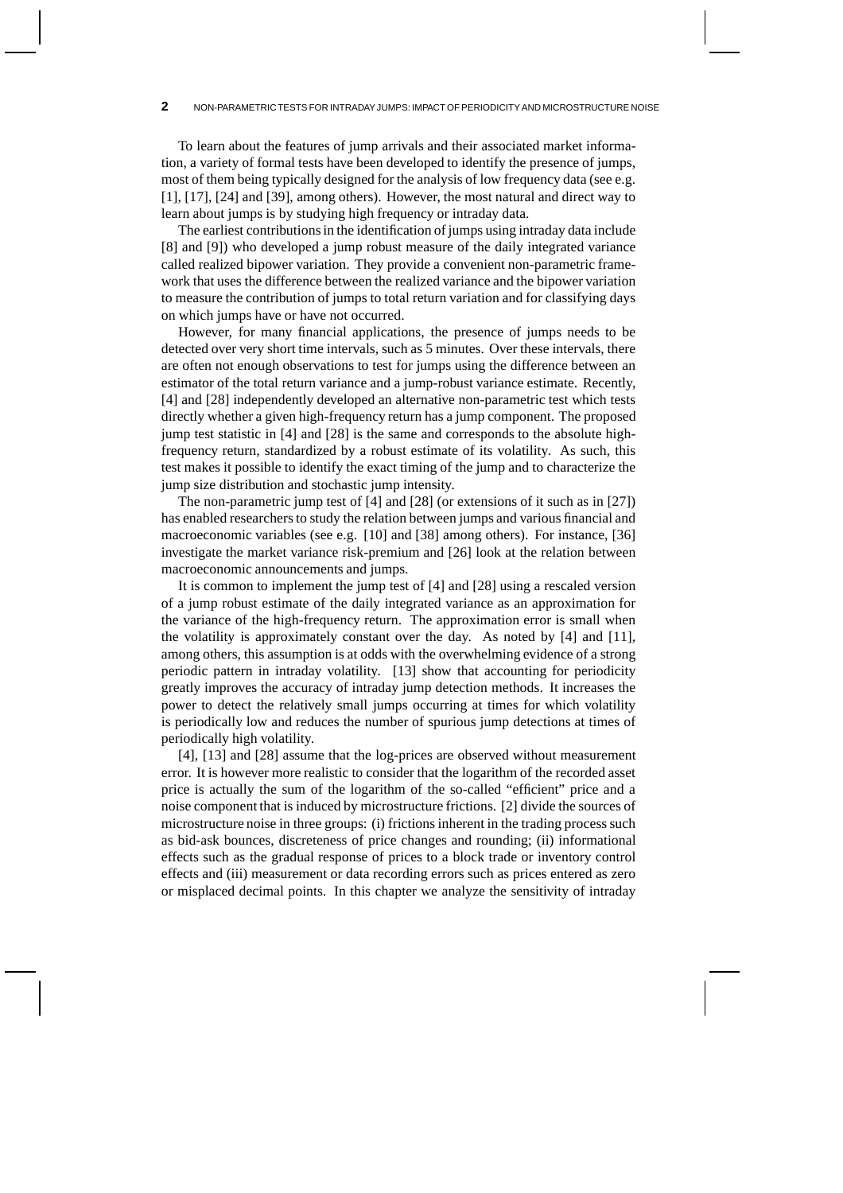To learn about the features of jump arrivals and their associated market information, a variety of formal tests have been developed to identify the presence of jumps, most of them being typically designed for the analysis of low frequency data (see e.g. [1], [17], [24] and [39], among others). However, the most natural and direct way to learn about jumps is by studying high frequency or intraday data.

The earliest contributions in the identification of jumps using intraday data include [8] and [9]) who developed a jump robust measure of the daily integrated variance called realized bipower variation. They provide a convenient non-parametric framework that uses the difference between the realized variance and the bipower variation to measure the contribution of jumps to total return variation and for classifying days on which jumps have or have not occurred.

However, for many financial applications, the presence of jumps needs to be detected over very short time intervals, such as 5 minutes. Over these intervals, there are often not enough observations to test for jumps using the difference between an estimator of the total return variance and a jump-robust variance estimate. Recently, [4] and [28] independently developed an alternative non-parametric test which tests directly whether a given high-frequency return has a jump component. The proposed jump test statistic in [4] and [28] is the same and corresponds to the absolute high-frequency return, standardized by a robust estimate of its volatility. As such, this test makes it possible to identify the exact timing of the jump and to characterize the jump size distribution and stochastic jump intensity.

The non-parametric jump test of [4] and [28] (or extensions of it such as in [27]) has enabled researchers to study the relation between jumps and various financial and macroeconomic variables (see e.g. [10] and [38] among others). For instance, [36] investigate the market variance risk-premium and [26] look at the relation between macroeconomic announcements and jumps.

It is common to implement the jump test of [4] and [28] using a rescaled version of a jump robust estimate of the daily integrated variance as an approximation for the variance of the high-frequency return. The approximation error is small when the volatility is approximately constant over the day. As noted by [4] and [11], among others, this assumption is at odds with the overwhelming evidence of a strong periodic pattern in intraday volatility. [13] show that accounting for periodicity greatly improves the accuracy of intraday jump detection methods. It increases the power to detect the relatively small jumps occurring at times for which volatility is periodically low and reduces the number of spurious jump detections at times of periodically high volatility.

[4], [13] and [28] assume that the log-prices are observed without measurement error. It is however more realistic to consider that the logarithm of the recorded asset price is actually the sum of the logarithm of the so-called "efficient" price and a noise component that is induced by microstructure frictions. [2] divide the sources of microstructure noise in three groups: (i) frictions inherent in the trading process such as bid-ask bounces, discreteness of price changes and rounding; (ii) informational effects such as the gradual response of prices to a block trade or inventory control effects and (iii) measurement or data recording errors such as prices entered as zero or misplaced decimal points. In this chapter we analyze the sensitivity of intraday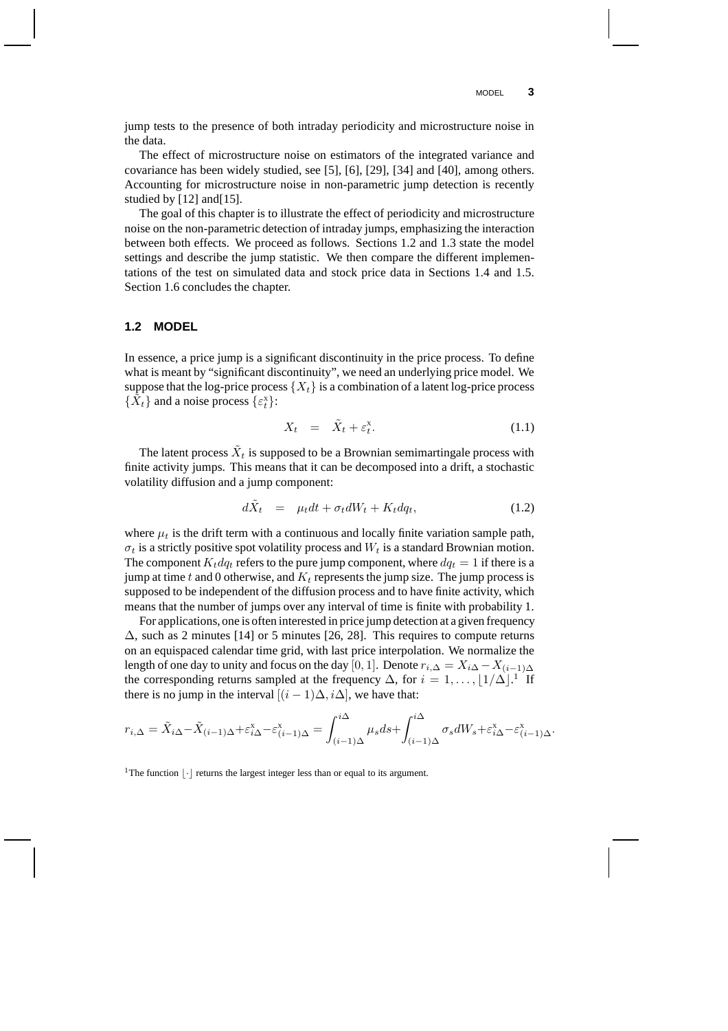jump tests to the presence of both intraday periodicity and microstructure noise in the data.

The effect of microstructure noise on estimators of the integrated variance and covariance has been widely studied, see [5], [6], [29], [34] and [40], among others. Accounting for microstructure noise in non-parametric jump detection is recently studied by [12] and[15].

The goal of this chapter is to illustrate the effect of periodicity and microstructure noise on the non-parametric detection of intraday jumps, emphasizing the interaction between both effects. We proceed as follows. Sections 1.2 and 1.3 state the model settings and describe the jump statistic. We then compare the different implementations of the test on simulated data and stock price data in Sections 1.4 and 1.5. Section 1.6 concludes the chapter.

## 1.2 MODEL

In essence, a price jump is a significant discontinuity in the price process. To define what is meant by "significant discontinuity", we need an underlying price model. We suppose that the log-price process $\{X_t\}$ is a combination of a latent log-price process $\{\tilde{X}_t\}$ and a noise process $\{\varepsilon_t^{\text{x}}\}$:

$$X_t \quad = \quad \tilde{X}_t + \varepsilon_t^{\text{x}}. \tag{1.1}$$

The latent process $\tilde{X}_t$ is supposed to be a Brownian semimartingale process with finite activity jumps. This means that it can be decomposed into a drift, a stochastic volatility diffusion and a jump component:

$$d\tilde{X}_t \quad = \quad \mu_t dt + \sigma_t dW_t + K_t dq_t, \tag{1.2}$$

where $\mu_t$ is the drift term with a continuous and locally finite variation sample path, $\sigma_t$ is a strictly positive spot volatility process and $W_t$ is a standard Brownian motion. The component $K_t dq_t$ refers to the pure jump component, where $dq_t = 1$ if there is a jump at time $t$ and 0 otherwise, and $K_t$ represents the jump size. The jump process is supposed to be independent of the diffusion process and to have finite activity, which means that the number of jumps over any interval of time is finite with probability 1.

For applications, one is often interested in price jump detection at a given frequency $\Delta$, such as 2 minutes [14] or 5 minutes [26, 28]. This requires to compute returns on an equispaced calendar time grid, with last price interpolation. We normalize the length of one day to unity and focus on the day $[0, 1]$. Denote $r_{i,\Delta} = X_{i\Delta} - X_{(i-1)\Delta}$ the corresponding returns sampled at the frequency $\Delta$, for $i = 1, \ldots, \lfloor 1/\Delta \rfloor$.[1] If there is no jump in the interval $[(i-1)\Delta, i\Delta]$, we have that:

$$r_{i,\Delta} = \tilde{X}_{i\Delta} - \tilde{X}_{(i-1)\Delta} + \varepsilon_{i\Delta}^{\text{x}} - \varepsilon_{(i-1)\Delta}^{\text{x}} = \int_{(i-1)\Delta}^{i\Delta} \mu_s ds + \int_{(i-1)\Delta}^{i\Delta} \sigma_s dW_s + \varepsilon_{i\Delta}^{\text{x}} - \varepsilon_{(i-1)\Delta}^{\text{x}}.$$

[1]The function $\lfloor \cdot \rfloor$ returns the largest integer less than or equal to its argument.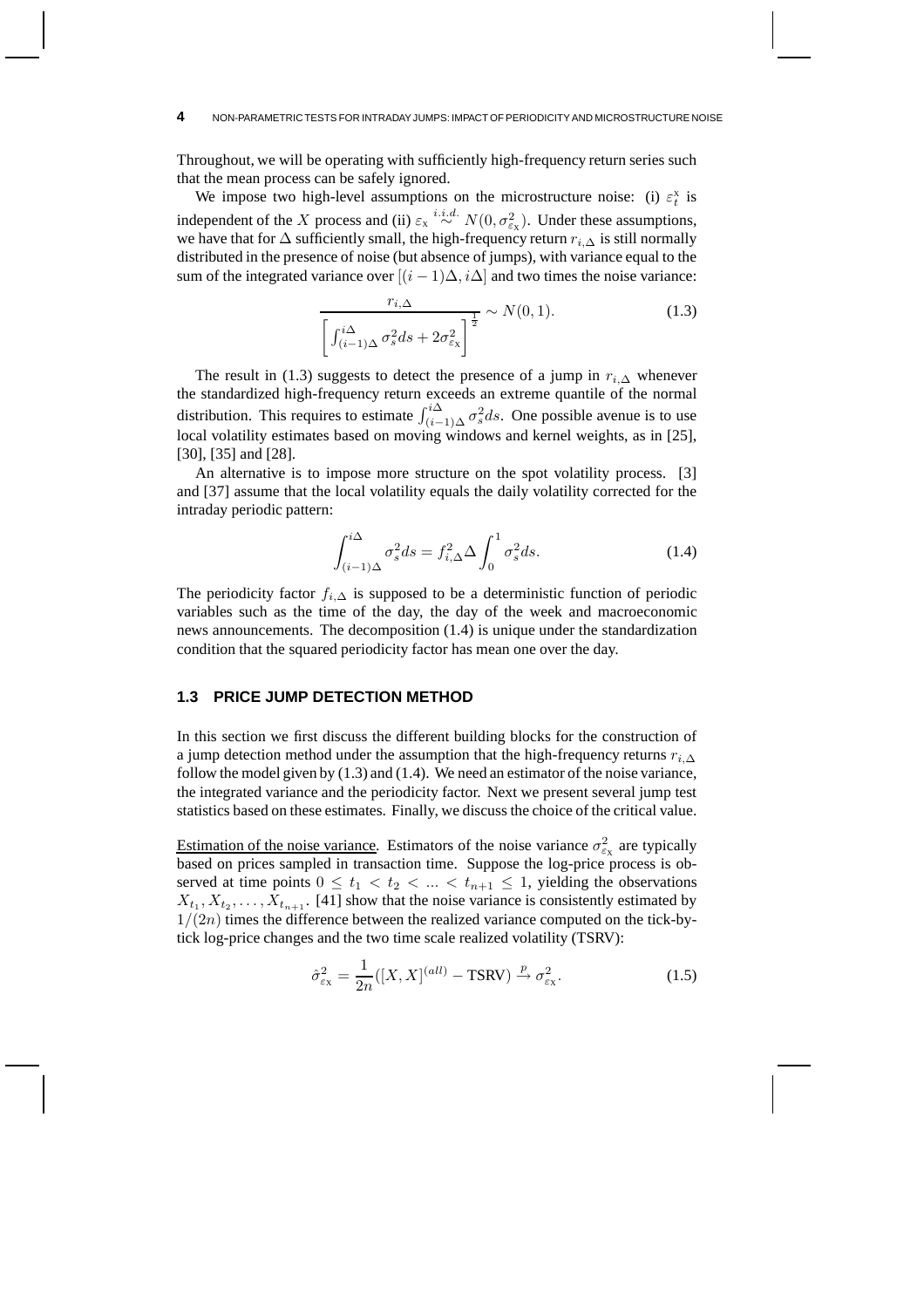Throughout, we will be operating with sufficiently high-frequency return series such that the mean process can be safely ignored.

We impose two high-level assumptions on the microstructure noise: (i) $\varepsilon_t^{\text{x}}$ is independent of the $X$ process and (ii) $\varepsilon_{\text{x}} \overset{i.i.d.}{\sim} N(0, \sigma^2_{\varepsilon_{\text{x}}})$. Under these assumptions, we have that for $\Delta$ sufficiently small, the high-frequency return $r_{i,\Delta}$ is still normally distributed in the presence of noise (but absence of jumps), with variance equal to the sum of the integrated variance over $[(i-1)\Delta, i\Delta]$ and two times the noise variance:

$$\frac{r_{i,\Delta}}{\left[\int_{(i-1)\Delta}^{i\Delta} \sigma_s^2 ds + 2\sigma^2_{\varepsilon_{\text{x}}}\right]^{\frac{1}{2}}} \sim N(0,1). \tag{1.3}$$

The result in (1.3) suggests to detect the presence of a jump in $r_{i,\Delta}$ whenever the standardized high-frequency return exceeds an extreme quantile of the normal distribution. This requires to estimate $\int_{(i-1)\Delta}^{i\Delta} \sigma_s^2 ds$. One possible avenue is to use local volatility estimates based on moving windows and kernel weights, as in [25], [30], [35] and [28].

An alternative is to impose more structure on the spot volatility process. [3] and [37] assume that the local volatility equals the daily volatility corrected for the intraday periodic pattern:

$$\int_{(i-1)\Delta}^{i\Delta} \sigma_s^2 ds = f_{i,\Delta}^2 \Delta \int_0^1 \sigma_s^2 ds. \tag{1.4}$$

The periodicity factor $f_{i,\Delta}$ is supposed to be a deterministic function of periodic variables such as the time of the day, the day of the week and macroeconomic news announcements. The decomposition (1.4) is unique under the standardization condition that the squared periodicity factor has mean one over the day.

### 1.3 PRICE JUMP DETECTION METHOD

In this section we first discuss the different building blocks for the construction of a jump detection method under the assumption that the high-frequency returns $r_{i,\Delta}$ follow the model given by (1.3) and (1.4). We need an estimator of the noise variance, the integrated variance and the periodicity factor. Next we present several jump test statistics based on these estimates. Finally, we discuss the choice of the critical value.

Estimation of the noise variance. Estimators of the noise variance $\sigma^2_{\varepsilon_{\text{x}}}$ are typically based on prices sampled in transaction time. Suppose the log-price process is observed at time points $0 \le t_1 < t_2 < \ldots < t_{n+1} \le 1$, yielding the observations $X_{t_1}, X_{t_2}, \ldots, X_{t_{n+1}}$. [41] show that the noise variance is consistently estimated by $1/(2n)$ times the difference between the realized variance computed on the tick-by-tick log-price changes and the two time scale realized volatility (TSRV):

$$\hat{\sigma}^2_{\varepsilon_{\text{x}}} = \frac{1}{2n}([X,X]^{(all)} - \text{TSRV}) \xrightarrow{p} \sigma^2_{\varepsilon_{\text{x}}}. \tag{1.5}$$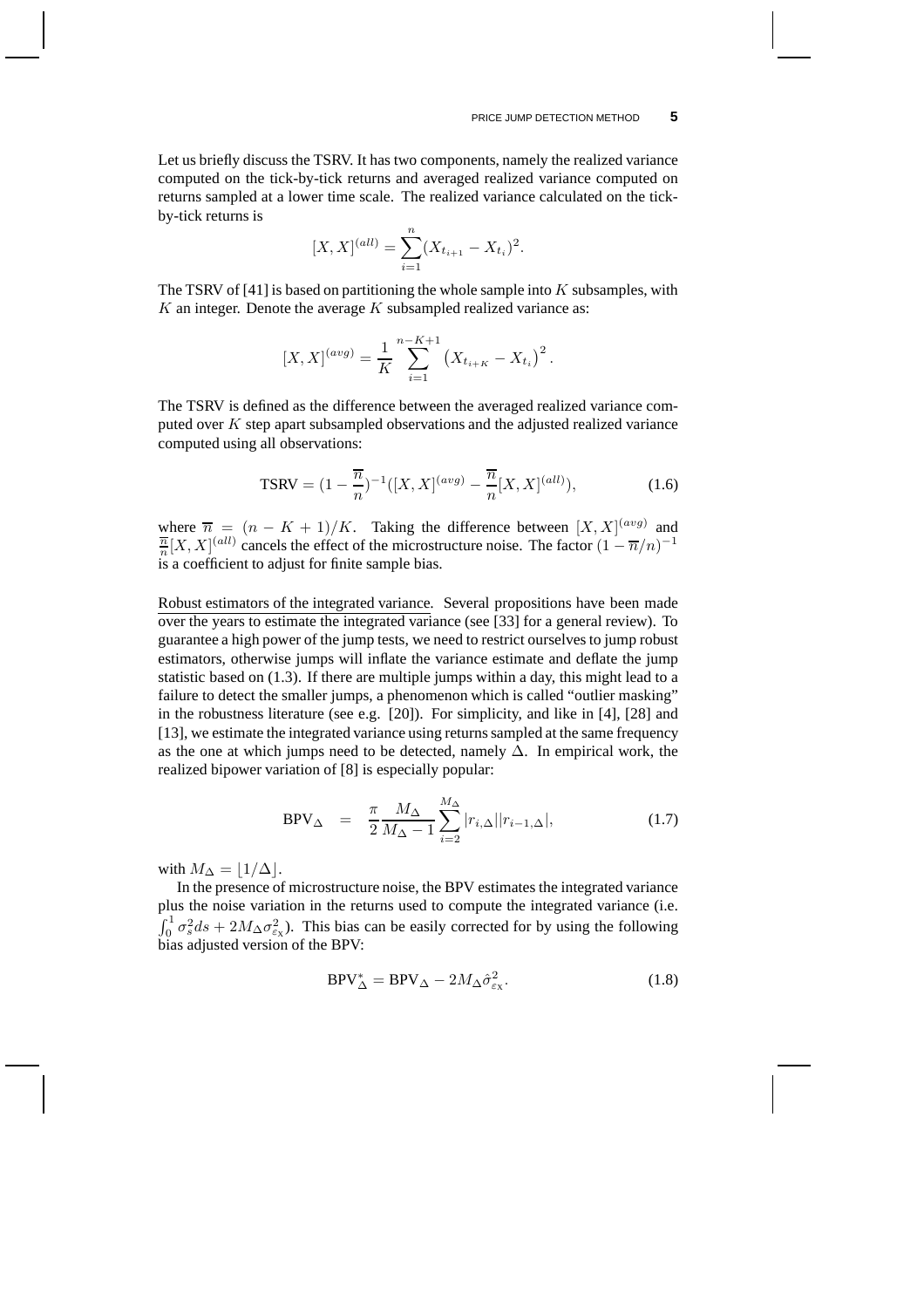Let us briefly discuss the TSRV. It has two components, namely the realized variance computed on the tick-by-tick returns and averaged realized variance computed on returns sampled at a lower time scale. The realized variance calculated on the tick-by-tick returns is

$$[X,X]^{(all)} = \sum_{i=1}^{n} (X_{t_{i+1}} - X_{t_i})^2.$$

The TSRV of [41] is based on partitioning the whole sample into $K$ subsamples, with $K$ an integer. Denote the average $K$ subsampled realized variance as:

$$[X,X]^{(avg)} = \frac{1}{K} \sum_{i=1}^{n-K+1} \left( X_{t_{i+K}} - X_{t_i} \right)^2.$$

The TSRV is defined as the difference between the averaged realized variance computed over $K$ step apart subsampled observations and the adjusted realized variance computed using all observations:

$$\text{TSRV} = (1 - \frac{\overline{n}}{n})^{-1}([X,X]^{(avg)} - \frac{\overline{n}}{n}[X,X]^{(all)}), \tag{1.6}$$

where $\overline{n} = (n - K + 1)/K$. Taking the difference between $[X,X]^{(avg)}$ and $\frac{\overline{n}}{n}[X,X]^{(all)}$ cancels the effect of the microstructure noise. The factor $(1 - \overline{n}/n)^{-1}$ is a coefficient to adjust for finite sample bias.

Robust estimators of the integrated variance. Several propositions have been made over the years to estimate the integrated variance (see [33] for a general review). To guarantee a high power of the jump tests, we need to restrict ourselves to jump robust estimators, otherwise jumps will inflate the variance estimate and deflate the jump statistic based on (1.3). If there are multiple jumps within a day, this might lead to a failure to detect the smaller jumps, a phenomenon which is called "outlier masking" in the robustness literature (see e.g. [20]). For simplicity, and like in [4], [28] and [13], we estimate the integrated variance using returns sampled at the same frequency as the one at which jumps need to be detected, namely $\Delta$. In empirical work, the realized bipower variation of [8] is especially popular:

$$\text{BPV}_\Delta = \frac{\pi}{2} \frac{M_\Delta}{M_\Delta - 1} \sum_{i=2}^{M_\Delta} |r_{i,\Delta}||r_{i-1,\Delta}|, \tag{1.7}$$

with $M_\Delta = \lfloor 1/\Delta \rfloor$.

In the presence of microstructure noise, the BPV estimates the integrated variance plus the noise variation in the returns used to compute the integrated variance (i.e. $\int_0^1 \sigma_s^2 ds + 2M_\Delta \sigma_{\varepsilon_\mathrm{x}}^2$). This bias can be easily corrected for by using the following bias adjusted version of the BPV:

$$\text{BPV}_\Delta^* = \text{BPV}_\Delta - 2M_\Delta \hat{\sigma}_{\varepsilon_\mathrm{x}}^2. \tag{1.8}$$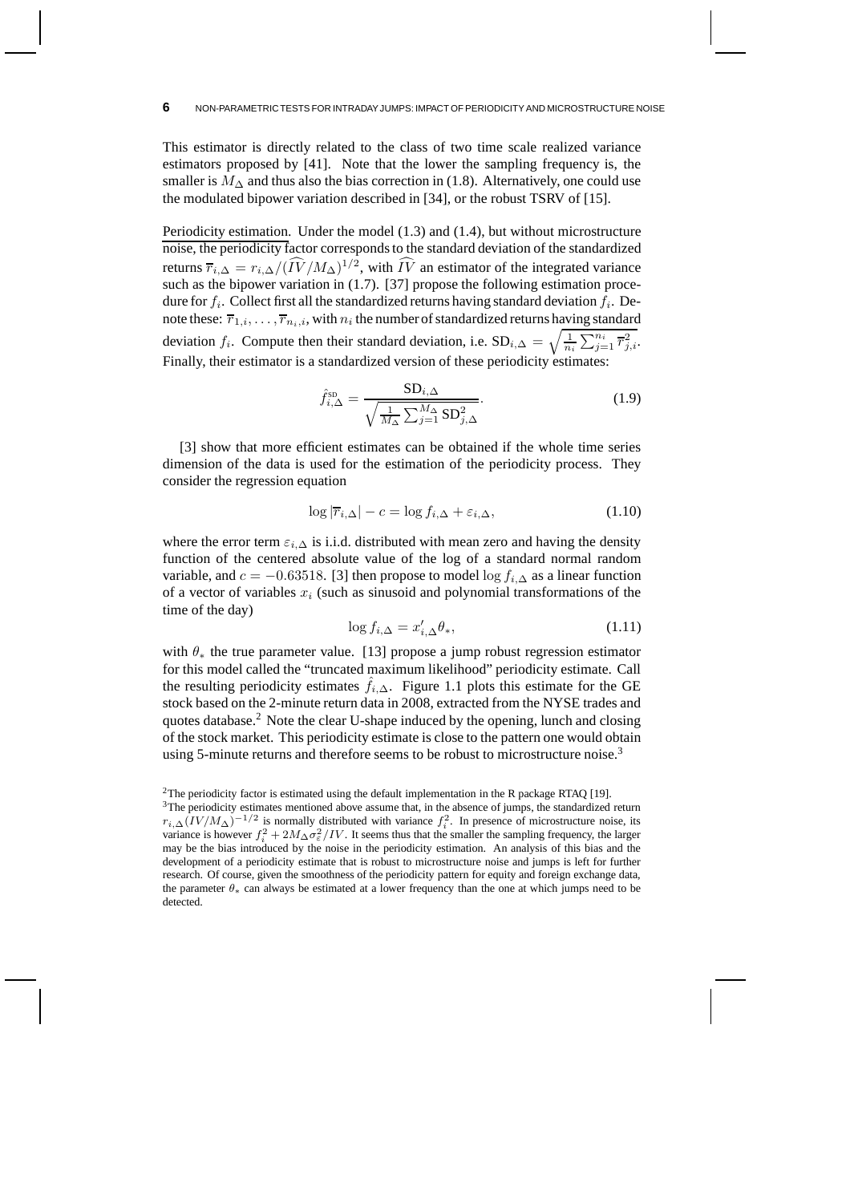This estimator is directly related to the class of two time scale realized variance estimators proposed by [41]. Note that the lower the sampling frequency is, the smaller is $M_\Delta$ and thus also the bias correction in (1.8). Alternatively, one could use the modulated bipower variation described in [34], or the robust TSRV of [15].

Periodicity estimation. Under the model (1.3) and (1.4), but without microstructure noise, the periodicity factor corresponds to the standard deviation of the standardized returns $\overline{r}_{i,\Delta} = r_{i,\Delta}/(\widehat{IV}/M_\Delta)^{1/2}$, with $\widehat{IV}$ an estimator of the integrated variance such as the bipower variation in (1.7). [37] propose the following estimation procedure for $f_i$. Collect first all the standardized returns having standard deviation $f_i$. Denote these: $\overline{r}_{1,i}, \ldots, \overline{r}_{n_i,i}$, with $n_i$ the number of standardized returns having standard deviation $f_i$. Compute then their standard deviation, i.e. $\text{SD}_{i,\Delta} = \sqrt{\frac{1}{n_i}\sum_{j=1}^{n_i} \overline{r}_{j,i}^2}$. Finally, their estimator is a standardized version of these periodicity estimates:

$$\hat{f}_{i,\Delta}^{\text{SD}} = \frac{\text{SD}_{i,\Delta}}{\sqrt{\frac{1}{M_\Delta}\sum_{j=1}^{M_\Delta} \text{SD}_{j,\Delta}^2}}. \tag{1.9}$$

[3] show that more efficient estimates can be obtained if the whole time series dimension of the data is used for the estimation of the periodicity process. They consider the regression equation

$$\log |\overline{r}_{i,\Delta}| - c = \log f_{i,\Delta} + \varepsilon_{i,\Delta}, \tag{1.10}$$

where the error term $\varepsilon_{i,\Delta}$ is i.i.d. distributed with mean zero and having the density function of the centered absolute value of the log of a standard normal random variable, and $c = -0.63518$. [3] then propose to model $\log f_{i,\Delta}$ as a linear function of a vector of variables $x_i$ (such as sinusoid and polynomial transformations of the time of the day)

$$\log f_{i,\Delta} = x'_{i,\Delta}\theta_*, \tag{1.11}$$

with $\theta_*$ the true parameter value. [13] propose a jump robust regression estimator for this model called the "truncated maximum likelihood" periodicity estimate. Call the resulting periodicity estimates $\hat{f}_{i,\Delta}$. Figure 1.1 plots this estimate for the GE stock based on the 2-minute return data in 2008, extracted from the NYSE trades and quotes database.[2] Note the clear U-shape induced by the opening, lunch and closing of the stock market. This periodicity estimate is close to the pattern one would obtain using 5-minute returns and therefore seems to be robust to microstructure noise.[3]

[2] The periodicity factor is estimated using the default implementation in the R package RTAQ [19].

[3] The periodicity estimates mentioned above assume that, in the absence of jumps, the standardized return $r_{i,\Delta}(IV/M_\Delta)^{-1/2}$ is normally distributed with variance $f_i^2$. In presence of microstructure noise, its variance is however $f_i^2 + 2M_\Delta\sigma_\varepsilon^2/IV$. It seems thus that the smaller the sampling frequency, the larger may be the bias introduced by the noise in the periodicity estimation. An analysis of this bias and the development of a periodicity estimate that is robust to microstructure noise and jumps is left for further research. Of course, given the smoothness of the periodicity pattern for equity and foreign exchange data, the parameter $\theta_*$ can always be estimated at a lower frequency than the one at which jumps need to be detected.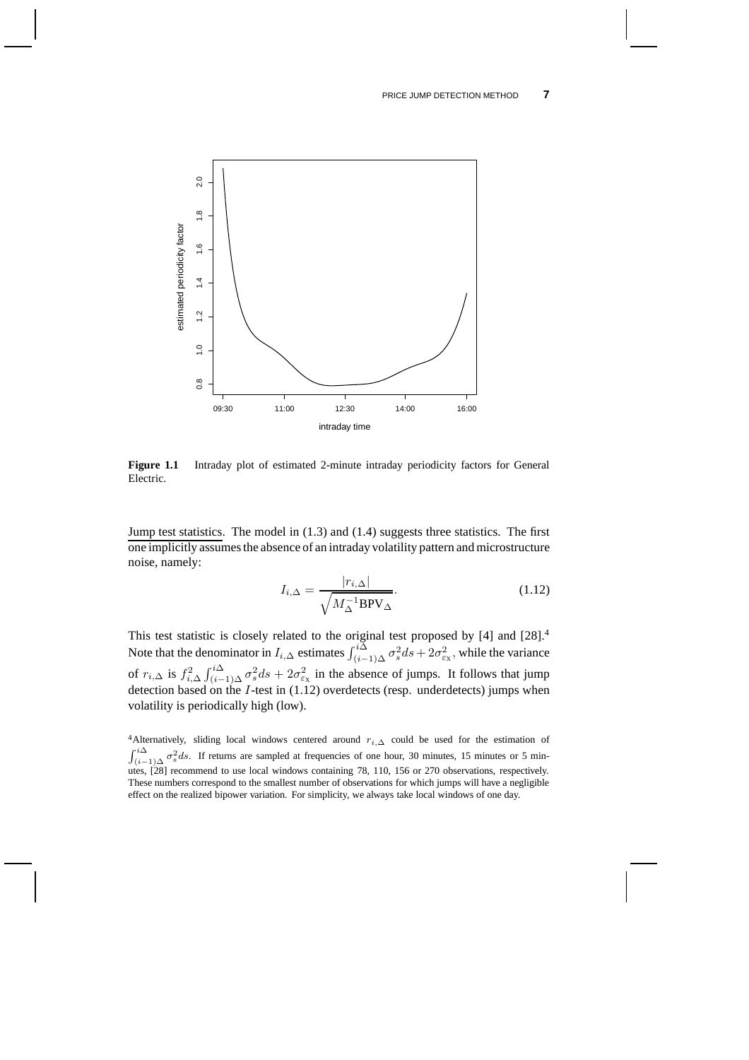**Figure 1.1** Intraday plot of estimated 2-minute intraday periodicity factors for General Electric.

Jump test statistics. The model in (1.3) and (1.4) suggests three statistics. The first one implicitly assumes the absence of an intraday volatility pattern and microstructure noise, namely:

$$I_{i,\Delta} = \frac{|r_{i,\Delta}|}{\sqrt{M_\Delta^{-1}\text{BPV}_\Delta}}. \tag{1.12}$$

This test statistic is closely related to the original test proposed by [4] and [28].[4] Note that the denominator in $I_{i,\Delta}$ estimates $\int_{(i-1)\Delta}^{i\Delta} \sigma_s^2 ds + 2\sigma_{\varepsilon_X}^2$, while the variance of $r_{i,\Delta}$ is $f_{i,\Delta}^2 \int_{(i-1)\Delta}^{i\Delta} \sigma_s^2 ds + 2\sigma_{\varepsilon_X}^2$ in the absence of jumps. It follows that jump detection based on the $I$-test in (1.12) overdetects (resp. underdetects) jumps when volatility is periodically high (low).

[4]Alternatively, sliding local windows centered around $r_{i,\Delta}$ could be used for the estimation of $\int_{(i-1)\Delta}^{i\Delta} \sigma_s^2 ds$. If returns are sampled at frequencies of one hour, 30 minutes, 15 minutes or 5 minutes, [28] recommend to use local windows containing 78, 110, 156 or 270 observations, respectively. These numbers correspond to the smallest number of observations for which jumps will have a negligible effect on the realized bipower variation. For simplicity, we always take local windows of one day.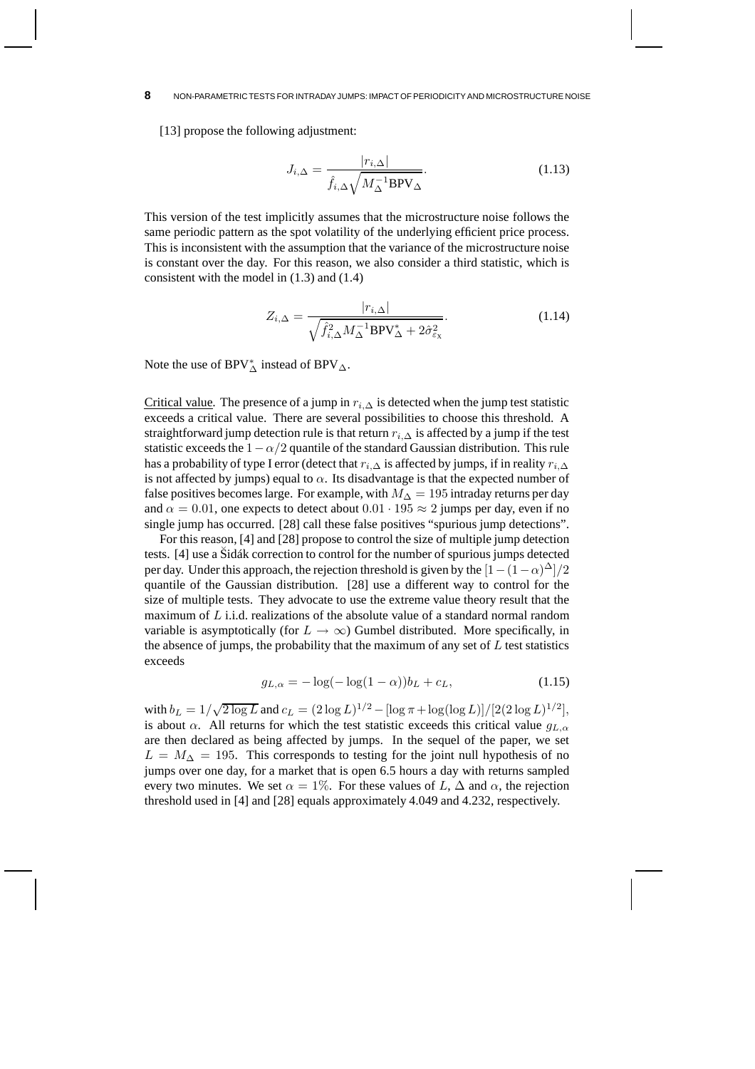[13] propose the following adjustment:

$$J_{i,\Delta} = \frac{|r_{i,\Delta}|}{\hat{f}_{i,\Delta}\sqrt{M_\Delta^{-1}\text{BPV}_\Delta}}. \tag{1.13}$$

This version of the test implicitly assumes that the microstructure noise follows the same periodic pattern as the spot volatility of the underlying efficient price process. This is inconsistent with the assumption that the variance of the microstructure noise is constant over the day. For this reason, we also consider a third statistic, which is consistent with the model in (1.3) and (1.4)

$$Z_{i,\Delta} = \frac{|r_{i,\Delta}|}{\sqrt{\hat{f}_{i,\Delta}^2 M_\Delta^{-1}\text{BPV}_\Delta^* + 2\hat{\sigma}_{\varepsilon_x}^2}}. \tag{1.14}$$

Note the use of $\text{BPV}_\Delta^*$ instead of $\text{BPV}_\Delta$.

Critical value. The presence of a jump in $r_{i,\Delta}$ is detected when the jump test statistic exceeds a critical value. There are several possibilities to choose this threshold. A straightforward jump detection rule is that return $r_{i,\Delta}$ is affected by a jump if the test statistic exceeds the $1-\alpha/2$ quantile of the standard Gaussian distribution. This rule has a probability of type I error (detect that $r_{i,\Delta}$ is affected by jumps, if in reality $r_{i,\Delta}$ is not affected by jumps) equal to $\alpha$. Its disadvantage is that the expected number of false positives becomes large. For example, with $M_\Delta = 195$ intraday returns per day and $\alpha = 0.01$, one expects to detect about $0.01 \cdot 195 \approx 2$ jumps per day, even if no single jump has occurred. [28] call these false positives "spurious jump detections".

For this reason, [4] and [28] propose to control the size of multiple jump detection tests. [4] use a Šidák correction to control for the number of spurious jumps detected per day. Under this approach, the rejection threshold is given by the $[1-(1-\alpha)^\Delta]/2$ quantile of the Gaussian distribution. [28] use a different way to control for the size of multiple tests. They advocate to use the extreme value theory result that the maximum of $L$ i.i.d. realizations of the absolute value of a standard normal random variable is asymptotically (for $L \to \infty$) Gumbel distributed. More specifically, in the absence of jumps, the probability that the maximum of any set of $L$ test statistics exceeds

$$g_{L,\alpha} = -\log(-\log(1-\alpha))b_L + c_L, \tag{1.15}$$

with $b_L = 1/\sqrt{2\log L}$ and $c_L = (2\log L)^{1/2} - [\log \pi + \log(\log L)]/[2(2\log L)^{1/2}]$, is about $\alpha$. All returns for which the test statistic exceeds this critical value $g_{L,\alpha}$ are then declared as being affected by jumps. In the sequel of the paper, we set $L = M_\Delta = 195$. This corresponds to testing for the joint null hypothesis of no jumps over one day, for a market that is open 6.5 hours a day with returns sampled every two minutes. We set $\alpha = 1\%$. For these values of $L$, $\Delta$ and $\alpha$, the rejection threshold used in [4] and [28] equals approximately 4.049 and 4.232, respectively.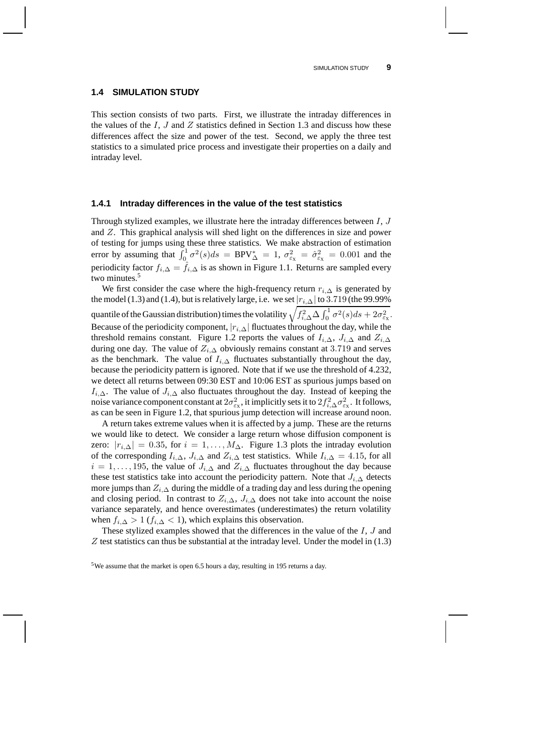## 1.4 SIMULATION STUDY

This section consists of two parts. First, we illustrate the intraday differences in the values of the $I$, $J$ and $Z$ statistics defined in Section 1.3 and discuss how these differences affect the size and power of the test. Second, we apply the three test statistics to a simulated price process and investigate their properties on a daily and intraday level.

### 1.4.1 Intraday differences in the value of the test statistics

Through stylized examples, we illustrate here the intraday differences between $I$, $J$ and $Z$. This graphical analysis will shed light on the differences in size and power of testing for jumps using these three statistics. We make abstraction of estimation error by assuming that $\int_0^1 \sigma^2(s)ds = \text{BPV}^*_\Delta = 1$, $\sigma^2_{\varepsilon_X} = \hat{\sigma}^2_{\varepsilon_X} = 0.001$ and the periodicity factor $f_{i,\Delta} = \hat{f}_{i,\Delta}$ is as shown in Figure 1.1. Returns are sampled every two minutes.[5]

We first consider the case where the high-frequency return $r_{i,\Delta}$ is generated by the model (1.3) and (1.4), but is relatively large, i.e. we set $|r_{i,\Delta}|$ to 3.719 (the 99.99% quantile of the Gaussian distribution) times the volatility $\sqrt{f^2_{i,\Delta}\Delta \int_0^1 \sigma^2(s)ds + 2\sigma^2_{\varepsilon_X}}$. Because of the periodicity component, $|r_{i,\Delta}|$ fluctuates throughout the day, while the threshold remains constant. Figure 1.2 reports the values of $I_{i,\Delta}$, $J_{i,\Delta}$ and $Z_{i,\Delta}$ during one day. The value of $Z_{i,\Delta}$ obviously remains constant at 3.719 and serves as the benchmark. The value of $I_{i,\Delta}$ fluctuates substantially throughout the day, because the periodicity pattern is ignored. Note that if we use the threshold of 4.232, we detect all returns between 09:30 EST and 10:06 EST as spurious jumps based on $I_{i,\Delta}$. The value of $J_{i,\Delta}$ also fluctuates throughout the day. Instead of keeping the noise variance component constant at $2\sigma^2_{\varepsilon_X}$, it implicitly sets it to $2f^2_{i,\Delta}\sigma^2_{\varepsilon_X}$. It follows, as can be seen in Figure 1.2, that spurious jump detection will increase around noon.

A return takes extreme values when it is affected by a jump. These are the returns we would like to detect. We consider a large return whose diffusion component is zero: $|r_{i,\Delta}| = 0.35$, for $i = 1, \ldots, M_\Delta$. Figure 1.3 plots the intraday evolution of the corresponding $I_{i,\Delta}$, $J_{i,\Delta}$ and $Z_{i,\Delta}$ test statistics. While $I_{i,\Delta} = 4.15$, for all $i = 1, \ldots, 195$, the value of $J_{i,\Delta}$ and $Z_{i,\Delta}$ fluctuates throughout the day because these test statistics take into account the periodicity pattern. Note that $J_{i,\Delta}$ detects more jumps than $Z_{i,\Delta}$ during the middle of a trading day and less during the opening and closing period. In contrast to $Z_{i,\Delta}$, $J_{i,\Delta}$ does not take into account the noise variance separately, and hence overestimates (underestimates) the return volatility when $f_{i,\Delta} > 1$ ($f_{i,\Delta} < 1$), which explains this observation.

These stylized examples showed that the differences in the value of the $I$, $J$ and $Z$ test statistics can thus be substantial at the intraday level. Under the model in (1.3)

[5] We assume that the market is open 6.5 hours a day, resulting in 195 returns a day.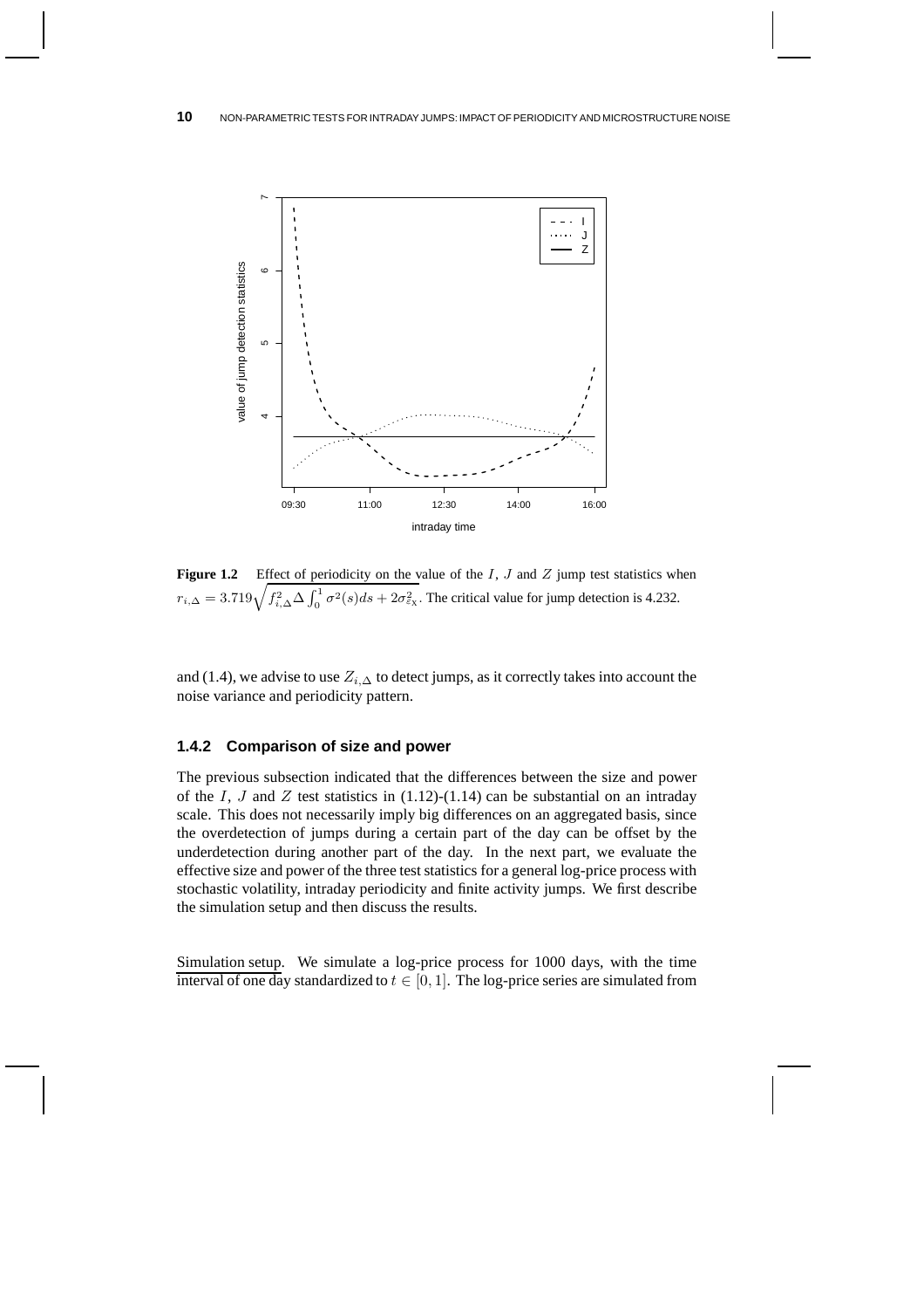**Figure 1.2** Effect of periodicity on the value of the $I$, $J$ and $Z$ jump test statistics when $r_{i,\Delta} = 3.719\sqrt{f_{i,\Delta}^2 \Delta \int_0^1 \sigma^2(s)ds + 2\sigma_{\varepsilon_X}^2}$. The critical value for jump detection is 4.232.

and (1.4), we advise to use $Z_{i,\Delta}$ to detect jumps, as it correctly takes into account the noise variance and periodicity pattern.

### 1.4.2 Comparison of size and power

The previous subsection indicated that the differences between the size and power of the $I$, $J$ and $Z$ test statistics in (1.12)-(1.14) can be substantial on an intraday scale. This does not necessarily imply big differences on an aggregated basis, since the overdetection of jumps during a certain part of the day can be offset by the underdetection during another part of the day. In the next part, we evaluate the effective size and power of the three test statistics for a general log-price process with stochastic volatility, intraday periodicity and finite activity jumps. We first describe the simulation setup and then discuss the results.

Simulation setup. We simulate a log-price process for 1000 days, with the time interval of one day standardized to $t \in [0, 1]$. The log-price series are simulated from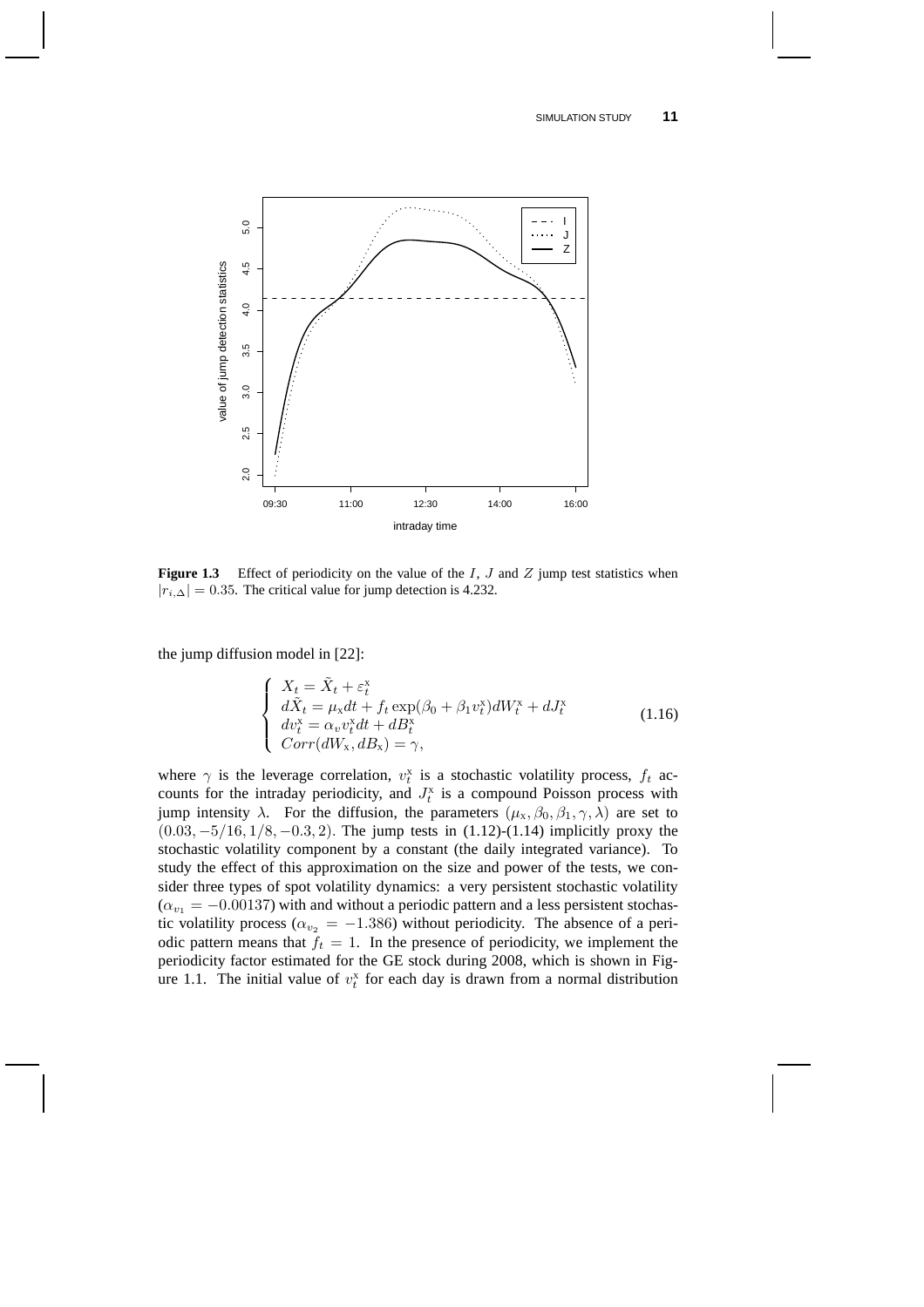**Figure 1.3** Effect of periodicity on the value of the $I$, $J$ and $Z$ jump test statistics when $|r_{i,\Delta}| = 0.35$. The critical value for jump detection is 4.232.

the jump diffusion model in [22]:

$$
\begin{cases}
X_t = \tilde{X}_t + \varepsilon_t^{\text{x}} \\
d\tilde{X}_t = \mu_{\text{x}} dt + f_t \exp(\beta_0 + \beta_1 v_t^{\text{x}}) dW_t^{\text{x}} + dJ_t^{\text{x}} \\
dv_t^{\text{x}} = \alpha_v v_t^{\text{x}} dt + dB_t^{\text{x}} \\
Corr(dW_{\text{x}}, dB_{\text{x}}) = \gamma,
\end{cases}
\tag{1.16}
$$

where $\gamma$ is the leverage correlation, $v_t^{\text{x}}$ is a stochastic volatility process, $f_t$ accounts for the intraday periodicity, and $J_t^{\text{x}}$ is a compound Poisson process with jump intensity $\lambda$. For the diffusion, the parameters $(\mu_{\text{x}}, \beta_0, \beta_1, \gamma, \lambda)$ are set to $(0.03, -5/16, 1/8, -0.3, 2)$. The jump tests in (1.12)-(1.14) implicitly proxy the stochastic volatility component by a constant (the daily integrated variance). To study the effect of this approximation on the size and power of the tests, we consider three types of spot volatility dynamics: a very persistent stochastic volatility ($\alpha_{v_1} = -0.00137$) with and without a periodic pattern and a less persistent stochastic volatility process ($\alpha_{v_2} = -1.386$) without periodicity. The absence of a periodic pattern means that $f_t = 1$. In the presence of periodicity, we implement the periodicity factor estimated for the GE stock during 2008, which is shown in Figure 1.1. The initial value of $v_t^{\text{x}}$ for each day is drawn from a normal distribution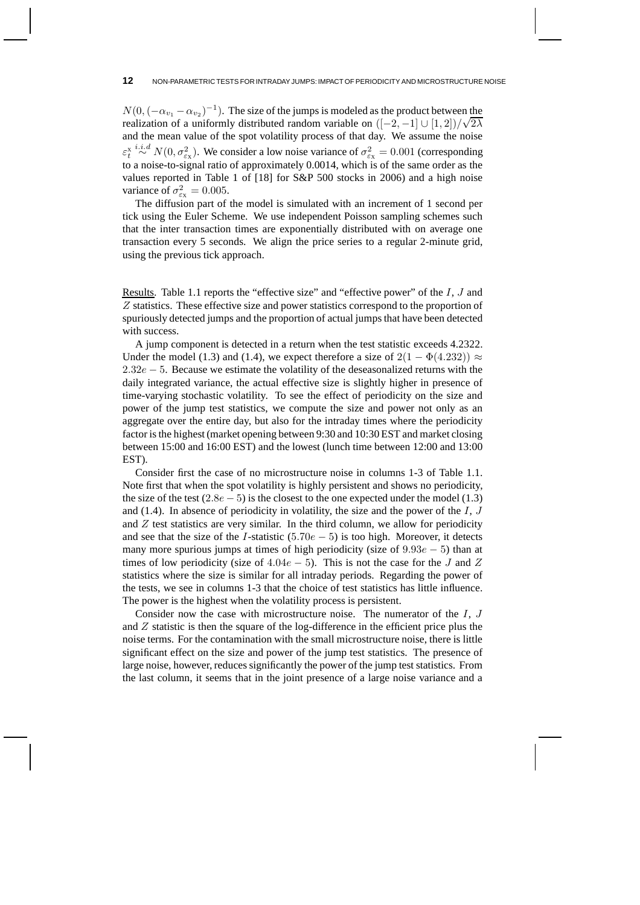$N(0, (-\alpha_{v_1} - \alpha_{v_2})^{-1})$. The size of the jumps is modeled as the product between the realization of a uniformly distributed random variable on $([-2, -1] \cup [1, 2])/\sqrt{2\lambda}$ and the mean value of the spot volatility process of that day. We assume the noise $\varepsilon_t^{\mathrm{x}} \overset{i.i.d}{\sim} N(0, \sigma^2_{\varepsilon_{\mathrm{x}}})$. We consider a low noise variance of $\sigma^2_{\varepsilon_{\mathrm{x}}} = 0.001$ (corresponding to a noise-to-signal ratio of approximately 0.0014, which is of the same order as the values reported in Table 1 of [18] for S&P 500 stocks in 2006) and a high noise variance of $\sigma^2_{\varepsilon_{\mathrm{x}}} = 0.005$.

The diffusion part of the model is simulated with an increment of 1 second per tick using the Euler Scheme. We use independent Poisson sampling schemes such that the inter transaction times are exponentially distributed with on average one transaction every 5 seconds. We align the price series to a regular 2-minute grid, using the previous tick approach.

Results. Table 1.1 reports the "effective size" and "effective power" of the $I$, $J$ and $Z$ statistics. These effective size and power statistics correspond to the proportion of spuriously detected jumps and the proportion of actual jumps that have been detected with success.

A jump component is detected in a return when the test statistic exceeds 4.2322. Under the model (1.3) and (1.4), we expect therefore a size of $2(1 - \Phi(4.232)) \approx 2.32e-5$. Because we estimate the volatility of the deseasonalized returns with the daily integrated variance, the actual effective size is slightly higher in presence of time-varying stochastic volatility. To see the effect of periodicity on the size and power of the jump test statistics, we compute the size and power not only as an aggregate over the entire day, but also for the intraday times where the periodicity factor is the highest (market opening between 9:30 and 10:30 EST and market closing between 15:00 and 16:00 EST) and the lowest (lunch time between 12:00 and 13:00 EST).

Consider first the case of no microstructure noise in columns 1-3 of Table 1.1. Note first that when the spot volatility is highly persistent and shows no periodicity, the size of the test ($2.8e-5$) is the closest to the one expected under the model (1.3) and (1.4). In absence of periodicity in volatility, the size and the power of the $I$, $J$ and $Z$ test statistics are very similar. In the third column, we allow for periodicity and see that the size of the $I$-statistic ($5.70e-5$) is too high. Moreover, it detects many more spurious jumps at times of high periodicity (size of $9.93e-5$) than at times of low periodicity (size of $4.04e-5$). This is not the case for the $J$ and $Z$ statistics where the size is similar for all intraday periods. Regarding the power of the tests, we see in columns 1-3 that the choice of test statistics has little influence. The power is the highest when the volatility process is persistent.

Consider now the case with microstructure noise. The numerator of the $I$, $J$ and $Z$ statistic is then the square of the log-difference in the efficient price plus the noise terms. For the contamination with the small microstructure noise, there is little significant effect on the size and power of the jump test statistics. The presence of large noise, however, reduces significantly the power of the jump test statistics. From the last column, it seems that in the joint presence of a large noise variance and a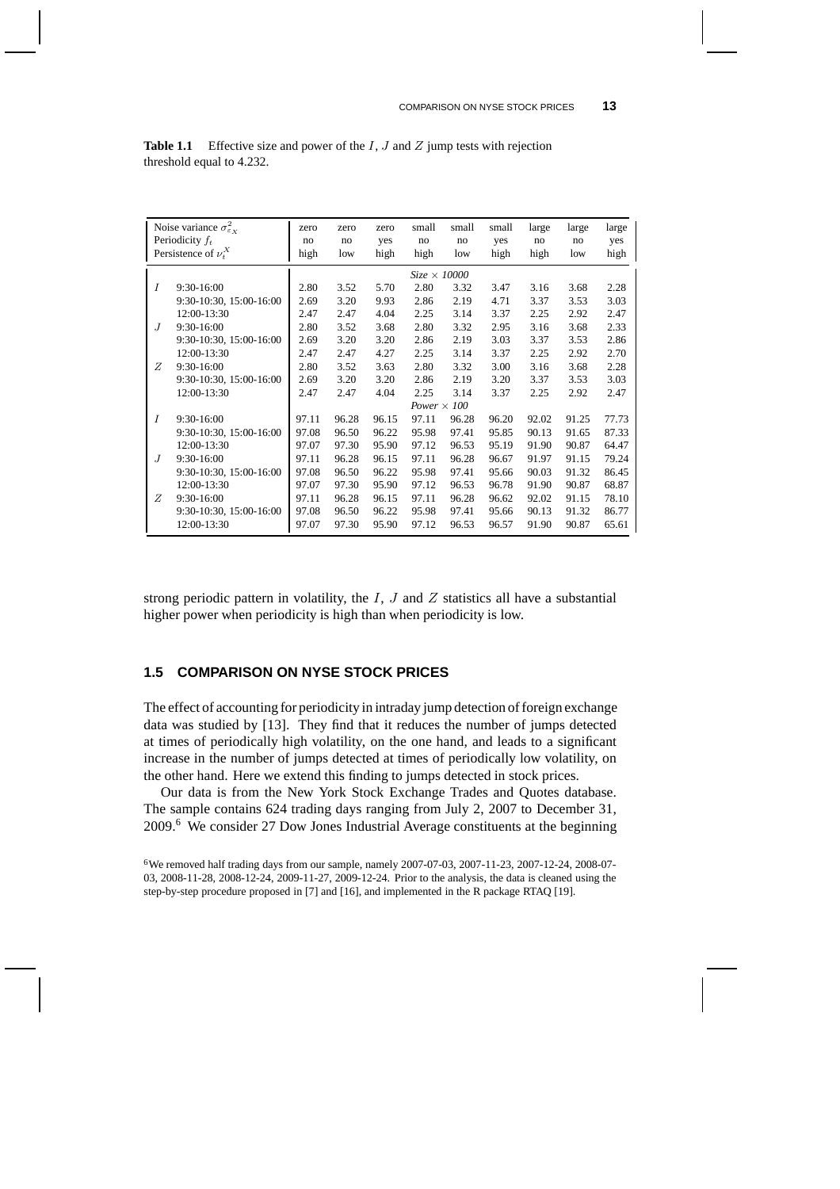**Table 1.1** Effective size and power of the $I$, $J$ and $Z$ jump tests with rejection threshold equal to 4.232.

| Noise variance $\sigma^2_{\varepsilon_X}$ | | zero | zero | zero | small | small | small | large | large | large |
|---|---|---|---|---|---|---|---|---|---|---|
| Periodicity $f_t$ | | no | no | yes | no | no | yes | no | no | yes |
| Persistence of $\nu_t^X$ | | high | low | high | high | low | high | high | low | high |
| | | *Size × 10000* | | | | | | | | |
| $I$ | 9:30-16:00 | 2.80 | 3.52 | 5.70 | 2.80 | 3.32 | 3.47 | 3.16 | 3.68 | 2.28 |
| | 9:30-10:30, 15:00-16:00 | 2.69 | 3.20 | 9.93 | 2.86 | 2.19 | 4.71 | 3.37 | 3.53 | 3.03 |
| | 12:00-13:30 | 2.47 | 2.47 | 4.04 | 2.25 | 3.14 | 3.37 | 2.25 | 2.92 | 2.47 |
| $J$ | 9:30-16:00 | 2.80 | 3.52 | 3.68 | 2.80 | 3.32 | 2.95 | 3.16 | 3.68 | 2.33 |
| | 9:30-10:30, 15:00-16:00 | 2.69 | 3.20 | 3.20 | 2.86 | 2.19 | 3.03 | 3.37 | 3.53 | 2.86 |
| | 12:00-13:30 | 2.47 | 2.47 | 4.27 | 2.25 | 3.14 | 3.37 | 2.25 | 2.92 | 2.70 |
| $Z$ | 9:30-16:00 | 2.80 | 3.52 | 3.63 | 2.80 | 3.32 | 3.00 | 3.16 | 3.68 | 2.28 |
| | 9:30-10:30, 15:00-16:00 | 2.69 | 3.20 | 3.20 | 2.86 | 2.19 | 3.20 | 3.37 | 3.53 | 3.03 |
| | 12:00-13:30 | 2.47 | 2.47 | 4.04 | 2.25 | 3.14 | 3.37 | 2.25 | 2.92 | 2.47 |
| | | *Power × 100* | | | | | | | | |
| $I$ | 9:30-16:00 | 97.11 | 96.28 | 96.15 | 97.11 | 96.28 | 96.20 | 92.02 | 91.25 | 77.73 |
| | 9:30-10:30, 15:00-16:00 | 97.08 | 96.50 | 96.22 | 95.98 | 97.41 | 95.85 | 90.13 | 91.65 | 87.33 |
| | 12:00-13:30 | 97.07 | 97.30 | 95.90 | 97.12 | 96.53 | 95.19 | 91.90 | 90.87 | 64.47 |
| $J$ | 9:30-16:00 | 97.11 | 96.28 | 96.15 | 97.11 | 96.28 | 96.67 | 91.97 | 91.15 | 79.24 |
| | 9:30-10:30, 15:00-16:00 | 97.08 | 96.50 | 96.22 | 95.98 | 97.41 | 95.66 | 90.03 | 91.32 | 86.45 |
| | 12:00-13:30 | 97.07 | 97.30 | 95.90 | 97.12 | 96.53 | 96.78 | 91.90 | 90.87 | 68.87 |
| $Z$ | 9:30-16:00 | 97.11 | 96.28 | 96.15 | 97.11 | 96.28 | 96.62 | 92.02 | 91.15 | 78.10 |
| | 9:30-10:30, 15:00-16:00 | 97.08 | 96.50 | 96.22 | 95.98 | 97.41 | 95.66 | 90.13 | 91.32 | 86.77 |
| | 12:00-13:30 | 97.07 | 97.30 | 95.90 | 97.12 | 96.53 | 96.57 | 91.90 | 90.87 | 65.61 |

strong periodic pattern in volatility, the $I$, $J$ and $Z$ statistics all have a substantial higher power when periodicity is high than when periodicity is low.

## 1.5 COMPARISON ON NYSE STOCK PRICES

The effect of accounting for periodicity in intraday jump detection of foreign exchange data was studied by [13]. They find that it reduces the number of jumps detected at times of periodically high volatility, on the one hand, and leads to a significant increase in the number of jumps detected at times of periodically low volatility, on the other hand. Here we extend this finding to jumps detected in stock prices.

Our data is from the New York Stock Exchange Trades and Quotes database. The sample contains 624 trading days ranging from July 2, 2007 to December 31, 2009.[6] We consider 27 Dow Jones Industrial Average constituents at the beginning

[6] We removed half trading days from our sample, namely 2007-07-03, 2007-11-23, 2007-12-24, 2008-07-03, 2008-11-28, 2008-12-24, 2009-11-27, 2009-12-24. Prior to the analysis, the data is cleaned using the step-by-step procedure proposed in [7] and [16], and implemented in the R package RTAQ [19].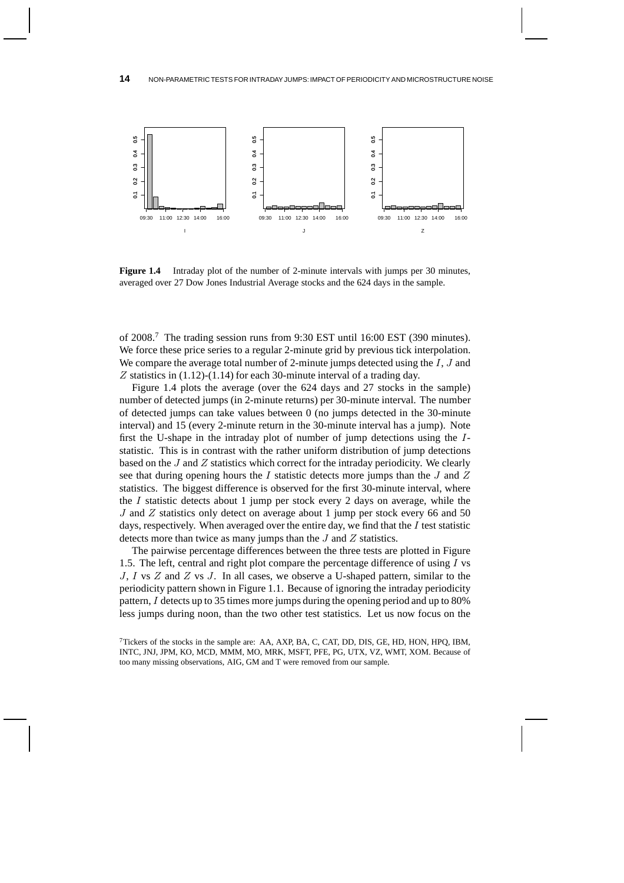**Figure 1.4** Intraday plot of the number of 2-minute intervals with jumps per 30 minutes, averaged over 27 Dow Jones Industrial Average stocks and the 624 days in the sample.

of 2008.[7] The trading session runs from 9:30 EST until 16:00 EST (390 minutes). We force these price series to a regular 2-minute grid by previous tick interpolation. We compare the average total number of 2-minute jumps detected using the $I$, $J$ and $Z$ statistics in (1.12)-(1.14) for each 30-minute interval of a trading day.

Figure 1.4 plots the average (over the 624 days and 27 stocks in the sample) number of detected jumps (in 2-minute returns) per 30-minute interval. The number of detected jumps can take values between 0 (no jumps detected in the 30-minute interval) and 15 (every 2-minute return in the 30-minute interval has a jump). Note first the U-shape in the intraday plot of number of jump detections using the $I$-statistic. This is in contrast with the rather uniform distribution of jump detections based on the $J$ and $Z$ statistics which correct for the intraday periodicity. We clearly see that during opening hours the $I$ statistic detects more jumps than the $J$ and $Z$ statistics. The biggest difference is observed for the first 30-minute interval, where the $I$ statistic detects about 1 jump per stock every 2 days on average, while the $J$ and $Z$ statistics only detect on average about 1 jump per stock every 66 and 50 days, respectively. When averaged over the entire day, we find that the $I$ test statistic detects more than twice as many jumps than the $J$ and $Z$ statistics.

The pairwise percentage differences between the three tests are plotted in Figure 1.5. The left, central and right plot compare the percentage difference of using $I$ vs $J$, $I$ vs $Z$ and $Z$ vs $J$. In all cases, we observe a U-shaped pattern, similar to the periodicity pattern shown in Figure 1.1. Because of ignoring the intraday periodicity pattern, $I$ detects up to 35 times more jumps during the opening period and up to 80% less jumps during noon, than the two other test statistics. Let us now focus on the

[7] Tickers of the stocks in the sample are: AA, AXP, BA, C, CAT, DD, DIS, GE, HD, HON, HPQ, IBM, INTC, JNJ, JPM, KO, MCD, MMM, MO, MRK, MSFT, PFE, PG, UTX, VZ, WMT, XOM. Because of too many missing observations, AIG, GM and T were removed from our sample.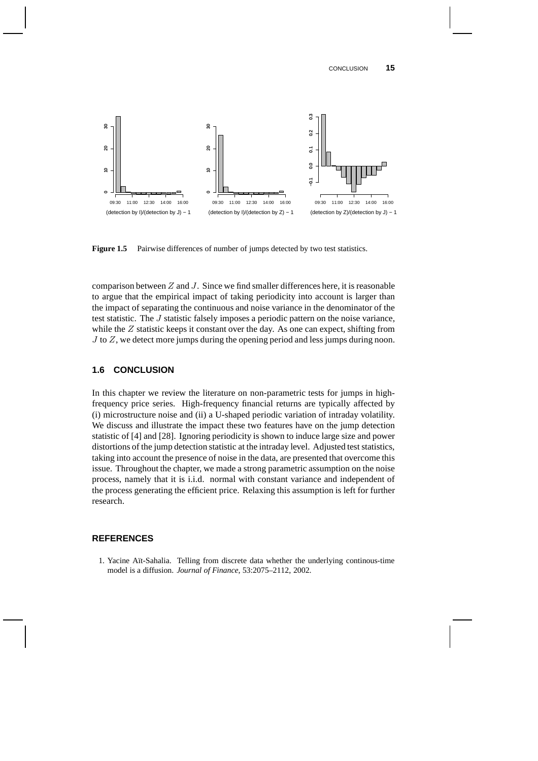**Figure 1.5** Pairwise differences of number of jumps detected by two test statistics.

comparison between $Z$ and $J$. Since we find smaller differences here, it is reasonable to argue that the empirical impact of taking periodicity into account is larger than the impact of separating the continuous and noise variance in the denominator of the test statistic. The $J$ statistic falsely imposes a periodic pattern on the noise variance, while the $Z$ statistic keeps it constant over the day. As one can expect, shifting from $J$ to $Z$, we detect more jumps during the opening period and less jumps during noon.

## 1.6 CONCLUSION

In this chapter we review the literature on non-parametric tests for jumps in high-frequency price series. High-frequency financial returns are typically affected by (i) microstructure noise and (ii) a U-shaped periodic variation of intraday volatility. We discuss and illustrate the impact these two features have on the jump detection statistic of [4] and [28]. Ignoring periodicity is shown to induce large size and power distortions of the jump detection statistic at the intraday level. Adjusted test statistics, taking into account the presence of noise in the data, are presented that overcome this issue. Throughout the chapter, we made a strong parametric assumption on the noise process, namely that it is i.i.d. normal with constant variance and independent of the process generating the efficient price. Relaxing this assumption is left for further research.

## REFERENCES

1. Yacine Aït-Sahalia. Telling from discrete data whether the underlying continous-time model is a diffusion. *Journal of Finance*, 53:2075–2112, 2002.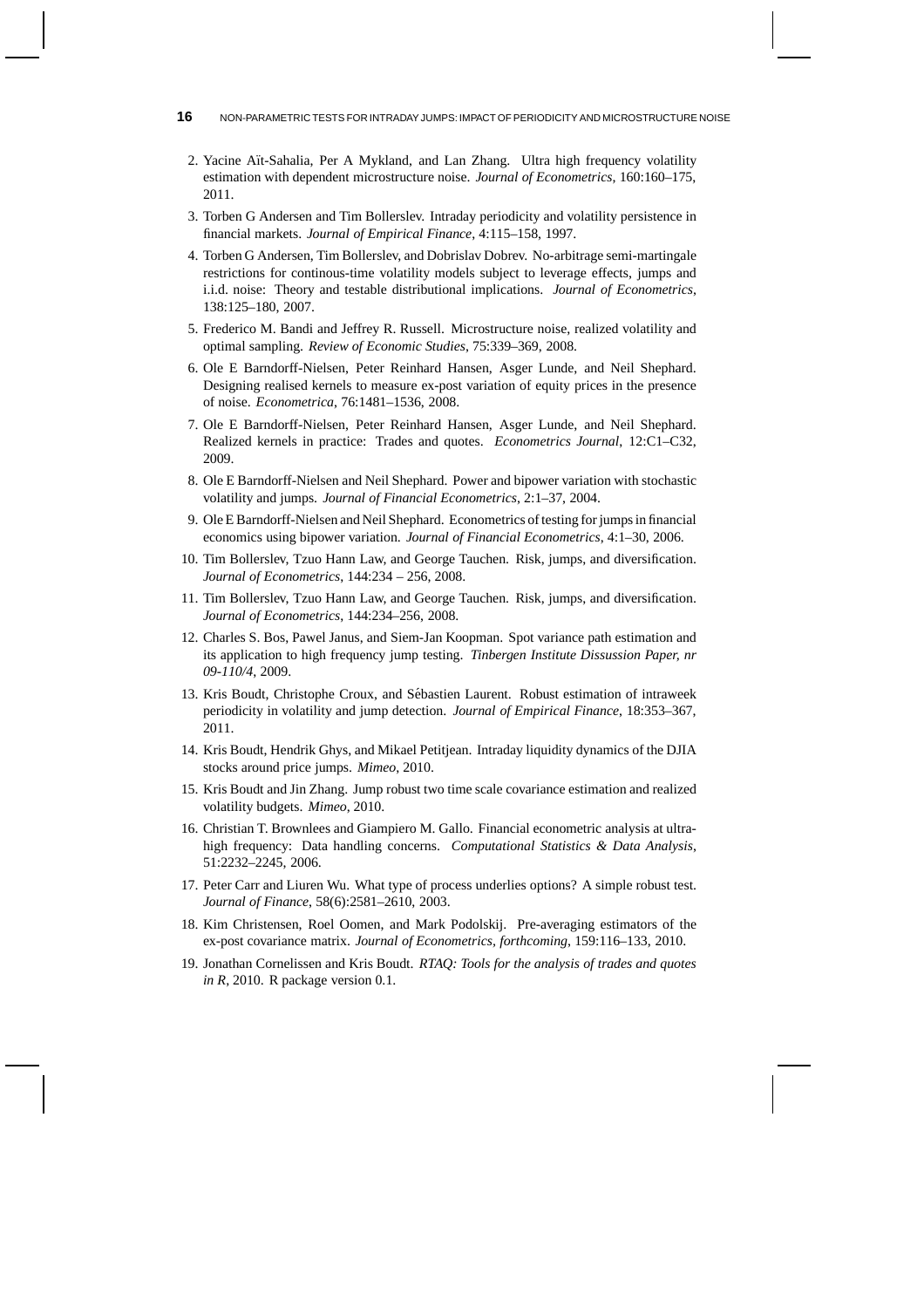2. Yacine Aït-Sahalia, Per A Mykland, and Lan Zhang. Ultra high frequency volatility estimation with dependent microstructure noise. *Journal of Econometrics*, 160:160–175, 2011.
3. Torben G Andersen and Tim Bollerslev. Intraday periodicity and volatility persistence in financial markets. *Journal of Empirical Finance*, 4:115–158, 1997.
4. Torben G Andersen, Tim Bollerslev, and Dobrislav Dobrev. No-arbitrage semi-martingale restrictions for continous-time volatility models subject to leverage effects, jumps and i.i.d. noise: Theory and testable distributional implications. *Journal of Econometrics*, 138:125–180, 2007.
5. Frederico M. Bandi and Jeffrey R. Russell. Microstructure noise, realized volatility and optimal sampling. *Review of Economic Studies*, 75:339–369, 2008.
6. Ole E Barndorff-Nielsen, Peter Reinhard Hansen, Asger Lunde, and Neil Shephard. Designing realised kernels to measure ex-post variation of equity prices in the presence of noise. *Econometrica*, 76:1481–1536, 2008.
7. Ole E Barndorff-Nielsen, Peter Reinhard Hansen, Asger Lunde, and Neil Shephard. Realized kernels in practice: Trades and quotes. *Econometrics Journal*, 12:C1–C32, 2009.
8. Ole E Barndorff-Nielsen and Neil Shephard. Power and bipower variation with stochastic volatility and jumps. *Journal of Financial Econometrics*, 2:1–37, 2004.
9. Ole E Barndorff-Nielsen and Neil Shephard. Econometrics of testing for jumps in financial economics using bipower variation. *Journal of Financial Econometrics*, 4:1–30, 2006.
10. Tim Bollerslev, Tzuo Hann Law, and George Tauchen. Risk, jumps, and diversification. *Journal of Econometrics*, 144:234 – 256, 2008.
11. Tim Bollerslev, Tzuo Hann Law, and George Tauchen. Risk, jumps, and diversification. *Journal of Econometrics*, 144:234–256, 2008.
12. Charles S. Bos, Pawel Janus, and Siem-Jan Koopman. Spot variance path estimation and its application to high frequency jump testing. *Tinbergen Institute Dissussion Paper, nr 09-110/4*, 2009.
13. Kris Boudt, Christophe Croux, and Sébastien Laurent. Robust estimation of intraweek periodicity in volatility and jump detection. *Journal of Empirical Finance*, 18:353–367, 2011.
14. Kris Boudt, Hendrik Ghys, and Mikael Petitjean. Intraday liquidity dynamics of the DJIA stocks around price jumps. *Mimeo*, 2010.
15. Kris Boudt and Jin Zhang. Jump robust two time scale covariance estimation and realized volatility budgets. *Mimeo*, 2010.
16. Christian T. Brownlees and Giampiero M. Gallo. Financial econometric analysis at ultra-high frequency: Data handling concerns. *Computational Statistics & Data Analysis*, 51:2232–2245, 2006.
17. Peter Carr and Liuren Wu. What type of process underlies options? A simple robust test. *Journal of Finance*, 58(6):2581–2610, 2003.
18. Kim Christensen, Roel Oomen, and Mark Podolskij. Pre-averaging estimators of the ex-post covariance matrix. *Journal of Econometrics, forthcoming*, 159:116–133, 2010.
19. Jonathan Cornelissen and Kris Boudt. *RTAQ: Tools for the analysis of trades and quotes in R*, 2010. R package version 0.1.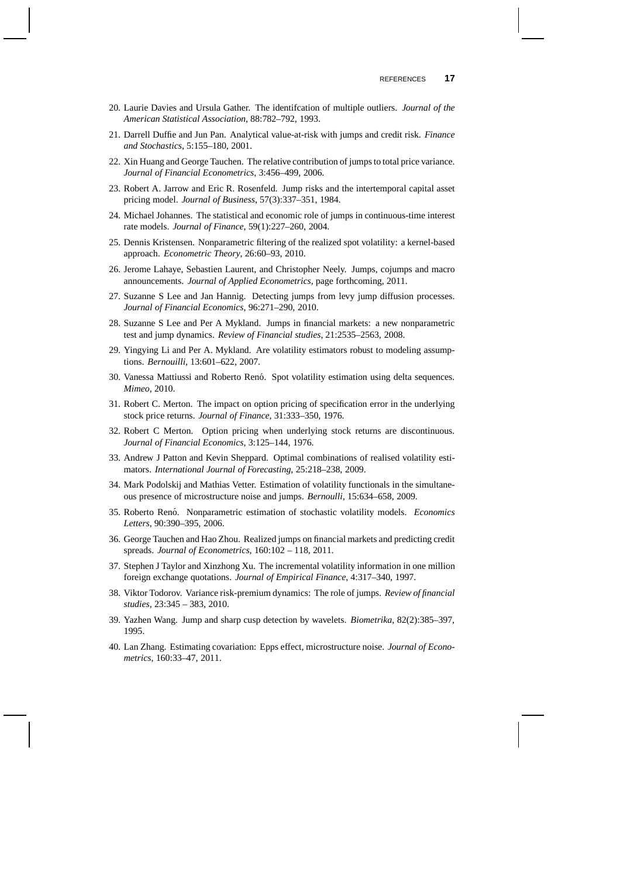20. Laurie Davies and Ursula Gather. The identifcation of multiple outliers. *Journal of the American Statistical Association*, 88:782–792, 1993.

21. Darrell Duffie and Jun Pan. Analytical value-at-risk with jumps and credit risk. *Finance and Stochastics*, 5:155–180, 2001.

22. Xin Huang and George Tauchen. The relative contribution of jumps to total price variance. *Journal of Financial Econometrics*, 3:456–499, 2006.

23. Robert A. Jarrow and Eric R. Rosenfeld. Jump risks and the intertemporal capital asset pricing model. *Journal of Business*, 57(3):337–351, 1984.

24. Michael Johannes. The statistical and economic role of jumps in continuous-time interest rate models. *Journal of Finance*, 59(1):227–260, 2004.

25. Dennis Kristensen. Nonparametric filtering of the realized spot volatility: a kernel-based approach. *Econometric Theory*, 26:60–93, 2010.

26. Jerome Lahaye, Sebastien Laurent, and Christopher Neely. Jumps, cojumps and macro announcements. *Journal of Applied Econometrics*, page forthcoming, 2011.

27. Suzanne S Lee and Jan Hannig. Detecting jumps from levy jump diffusion processes. *Journal of Financial Economics*, 96:271–290, 2010.

28. Suzanne S Lee and Per A Mykland. Jumps in financial markets: a new nonparametric test and jump dynamics. *Review of Financial studies*, 21:2535–2563, 2008.

29. Yingying Li and Per A. Mykland. Are volatility estimators robust to modeling assumptions. *Bernouilli*, 13:601–622, 2007.

30. Vanessa Mattiussi and Roberto Renó. Spot volatility estimation using delta sequences. *Mimeo*, 2010.

31. Robert C. Merton. The impact on option pricing of specification error in the underlying stock price returns. *Journal of Finance*, 31:333–350, 1976.

32. Robert C Merton. Option pricing when underlying stock returns are discontinuous. *Journal of Financial Economics*, 3:125–144, 1976.

33. Andrew J Patton and Kevin Sheppard. Optimal combinations of realised volatility estimators. *International Journal of Forecasting*, 25:218–238, 2009.

34. Mark Podolskij and Mathias Vetter. Estimation of volatility functionals in the simultaneous presence of microstructure noise and jumps. *Bernoulli*, 15:634–658, 2009.

35. Roberto Renó. Nonparametric estimation of stochastic volatility models. *Economics Letters*, 90:390–395, 2006.

36. George Tauchen and Hao Zhou. Realized jumps on financial markets and predicting credit spreads. *Journal of Econometrics*, 160:102 – 118, 2011.

37. Stephen J Taylor and Xinzhong Xu. The incremental volatility information in one million foreign exchange quotations. *Journal of Empirical Finance*, 4:317–340, 1997.

38. Viktor Todorov. Variance risk-premium dynamics: The role of jumps. *Review of financial studies*, 23:345 – 383, 2010.

39. Yazhen Wang. Jump and sharp cusp detection by wavelets. *Biometrika*, 82(2):385–397, 1995.

40. Lan Zhang. Estimating covariation: Epps effect, microstructure noise. *Journal of Econometrics*, 160:33–47, 2011.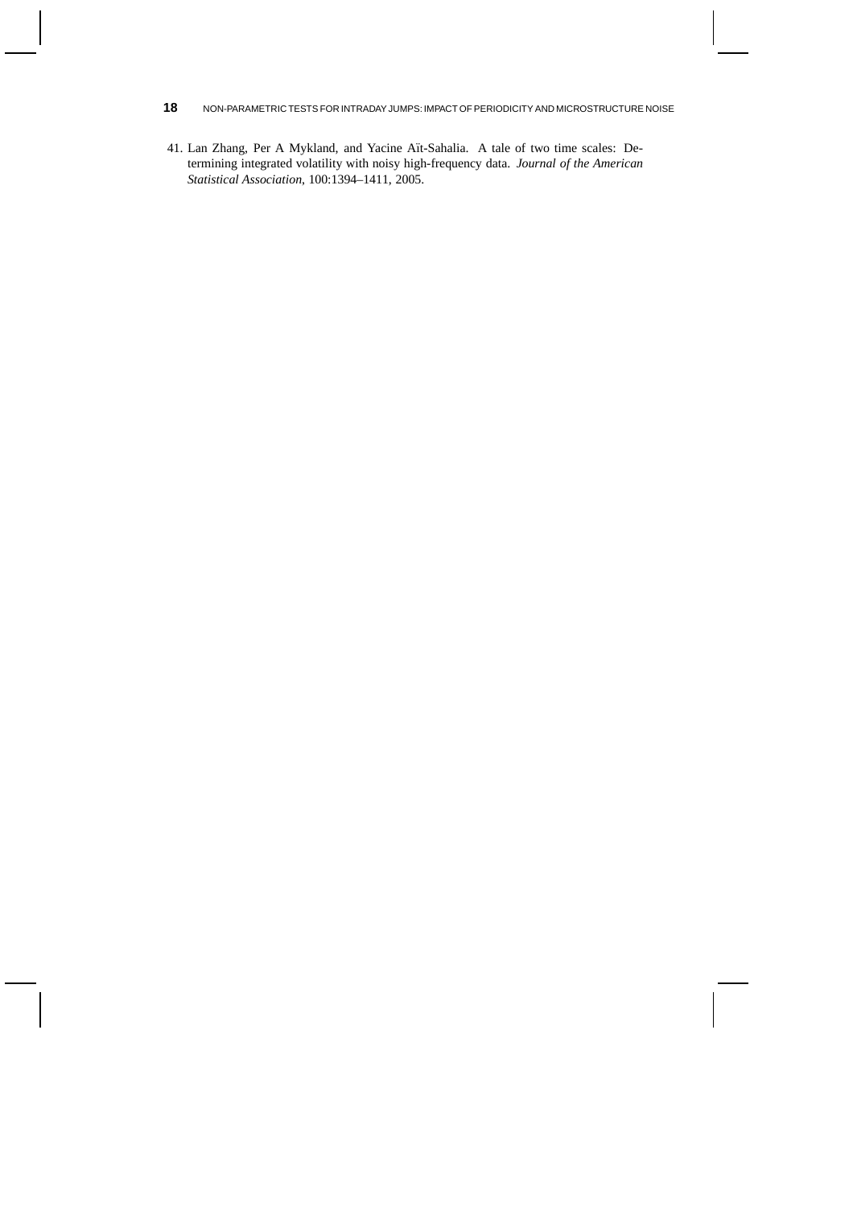41. Lan Zhang, Per A Mykland, and Yacine Aït-Sahalia. A tale of two time scales: Determining integrated volatility with noisy high-frequency data. *Journal of the American Statistical Association*, 100:1394–1411, 2005.